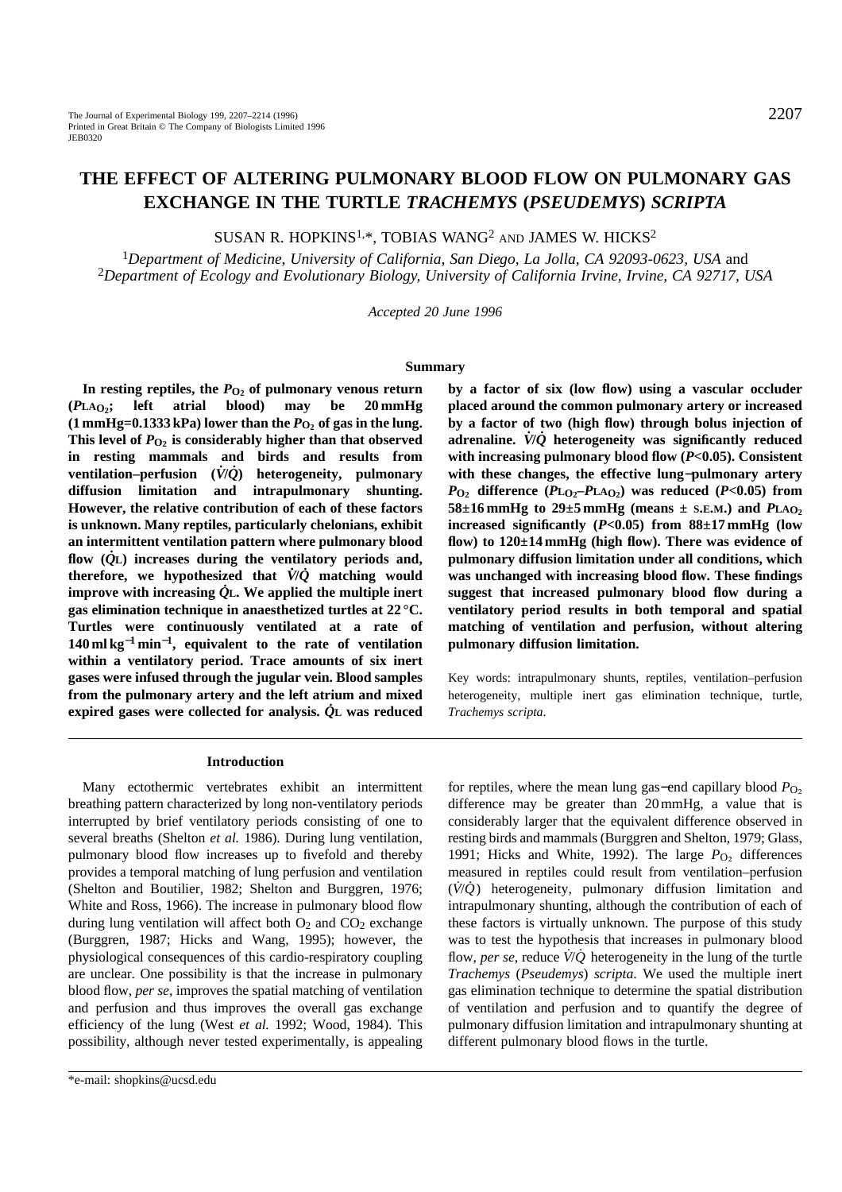# THE EFFECT OF ALTERING PULMONARY BLOOD FLOW ON PULMONARY GAS EXCHANGE IN THE TURTLE *TRACHEMYS* (*PSEUDEMYS*) *SCRIPTA*

SUSAN R. HOPKINS[1,*], TOBIAS WANG[2] AND JAMES W. HICKS[2]

[1]*Department of Medicine, University of California, San Diego, La Jolla, CA 92093-0623, USA* and
[2]*Department of Ecology and Evolutionary Biology, University of California Irvine, Irvine, CA 92717, USA*

*Accepted 20 June 1996*

## Summary

**In resting reptiles, the $P_{O_2}$ of pulmonary venous return ($P_{LA_{O_2}}$; left atrial blood) may be 20 mmHg (1 mmHg=0.1333 kPa) lower than the $P_{O_2}$ of gas in the lung. This level of $P_{O_2}$ is considerably higher than that observed in resting mammals and birds and results from ventilation–perfusion ($\dot{V}/\dot{Q}$) heterogeneity, pulmonary diffusion limitation and intrapulmonary shunting. However, the relative contribution of each of these factors is unknown. Many reptiles, particularly chelonians, exhibit an intermittent ventilation pattern where pulmonary blood flow ($\dot{Q}_L$) increases during the ventilatory periods and, therefore, we hypothesized that $\dot{V}/\dot{Q}$ matching would improve with increasing $\dot{Q}_L$. We applied the multiple inert gas elimination technique in anaesthetized turtles at 22 °C. Turtles were continuously ventilated at a rate of 140 ml kg$^{-1}$ min$^{-1}$, equivalent to the rate of ventilation within a ventilatory period. Trace amounts of six inert gases were infused through the jugular vein. Blood samples from the pulmonary artery and the left atrium and mixed expired gases were collected for analysis. $\dot{Q}_L$ was reduced by a factor of six (low flow) using a vascular occluder placed around the common pulmonary artery or increased by a factor of two (high flow) through bolus injection of adrenaline. $\dot{V}/\dot{Q}$ heterogeneity was significantly reduced with increasing pulmonary blood flow ($P$<0.05). Consistent with these changes, the effective lung–pulmonary artery $P_{O_2}$ difference ($P_{L_{O_2}}$–$P_{LA_{O_2}}$) was reduced ($P$<0.05) from 58±16 mmHg to 29±5 mmHg (means ± S.E.M.) and $P_{LA_{O_2}}$ increased significantly ($P$<0.05) from 88±17 mmHg (low flow) to 120±14 mmHg (high flow). There was evidence of pulmonary diffusion limitation under all conditions, which was unchanged with increasing blood flow. These findings suggest that increased pulmonary blood flow during a ventilatory period results in both temporal and spatial matching of ventilation and perfusion, without altering pulmonary diffusion limitation.**

Key words: intrapulmonary shunts, reptiles, ventilation–perfusion heterogeneity, multiple inert gas elimination technique, turtle, *Trachemys scripta*.

## Introduction

Many ectothermic vertebrates exhibit an intermittent breathing pattern characterized by long non-ventilatory periods interrupted by brief ventilatory periods consisting of one to several breaths (Shelton *et al.* 1986). During lung ventilation, pulmonary blood flow increases up to fivefold and thereby provides a temporal matching of lung perfusion and ventilation (Shelton and Boutilier, 1982; Shelton and Burggren, 1976; White and Ross, 1966). The increase in pulmonary blood flow during lung ventilation will affect both $O_2$ and $CO_2$ exchange (Burggren, 1987; Hicks and Wang, 1995); however, the physiological consequences of this cardio-respiratory coupling are unclear. One possibility is that the increase in pulmonary blood flow, *per se*, improves the spatial matching of ventilation and perfusion and thus improves the overall gas exchange efficiency of the lung (West *et al.* 1992; Wood, 1984). This possibility, although never tested experimentally, is appealing for reptiles, where the mean lung gas–end capillary blood $P_{O_2}$ difference may be greater than 20 mmHg, a value that is considerably larger that the equivalent difference observed in resting birds and mammals (Burggren and Shelton, 1979; Glass, 1991; Hicks and White, 1992). The large $P_{O_2}$ differences measured in reptiles could result from ventilation–perfusion ($\dot{V}/\dot{Q}$) heterogeneity, pulmonary diffusion limitation and intrapulmonary shunting, although the contribution of each of these factors is virtually unknown. The purpose of this study was to test the hypothesis that increases in pulmonary blood flow, *per se*, reduce $\dot{V}/\dot{Q}$ heterogeneity in the lung of the turtle *Trachemys* (*Pseudemys*) *scripta*. We used the multiple inert gas elimination technique to determine the spatial distribution of ventilation and perfusion and to quantify the degree of pulmonary diffusion limitation and intrapulmonary shunting at different pulmonary blood flows in the turtle.

*e-mail: shopkins@ucsd.edu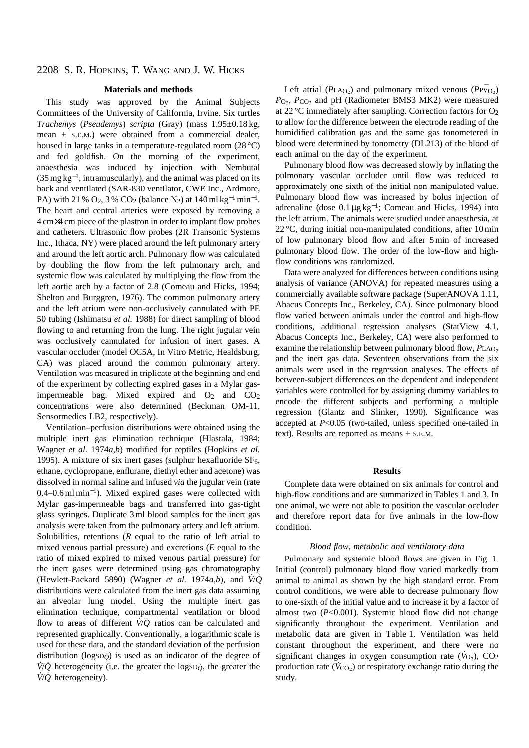## Materials and methods

This study was approved by the Animal Subjects Committees of the University of California, Irvine. Six turtles *Trachemys* (*Pseudemys*) *scripta* (Gray) (mass 1.95±0.18 kg, mean ± S.E.M.) were obtained from a commercial dealer, housed in large tanks in a temperature-regulated room (28 °C) and fed goldfish. On the morning of the experiment, anaesthesia was induced by injection with Nembutal ($35\,mg\,kg^{-1}$, intramuscularly), and the animal was placed on its back and ventilated (SAR-830 ventilator, CWE Inc., Ardmore, PA) with 21 % $O_2$, 3 % $CO_2$ (balance $N_2$) at $140\,ml\,kg^{-1}\,min^{-1}$. The heart and central arteries were exposed by removing a 4 cm×4 cm piece of the plastron in order to implant flow probes and catheters. Ultrasonic flow probes (2R Transonic Systems Inc., Ithaca, NY) were placed around the left pulmonary artery and around the left aortic arch. Pulmonary flow was calculated by doubling the flow from the left pulmonary arch, and systemic flow was calculated by multiplying the flow from the left aortic arch by a factor of 2.8 (Comeau and Hicks, 1994; Shelton and Burggren, 1976). The common pulmonary artery and the left atrium were non-occlusively cannulated with PE 50 tubing (Ishimatsu *et al.* 1988) for direct sampling of blood flowing to and returning from the lung. The right jugular vein was occlusively cannulated for infusion of inert gases. A vascular occluder (model OC5A, In Vitro Metric, Healdsburg, CA) was placed around the common pulmonary artery. Ventilation was measured in triplicate at the beginning and end of the experiment by collecting expired gases in a Mylar gas-impermeable bag. Mixed expired and $O_2$ and $CO_2$ concentrations were also determined (Beckman OM-11, Sensormedics LB2, respectively).

Ventilation–perfusion distributions were obtained using the multiple inert gas elimination technique (Hlastala, 1984; Wagner *et al.* 1974*a*,*b*) modified for reptiles (Hopkins *et al.* 1995). A mixture of six inert gases (sulphur hexafluoride $SF_6$, ethane, cyclopropane, enflurane, diethyl ether and acetone) was dissolved in normal saline and infused *via* the jugular vein (rate $0.4–0.6\,ml\,min^{-1}$). Mixed expired gases were collected with Mylar gas-impermeable bags and transferred into gas-tight glass syringes. Duplicate 3 ml blood samples for the inert gas analysis were taken from the pulmonary artery and left atrium. Solubilities, retentions (*R* equal to the ratio of left atrial to mixed venous partial pressure) and excretions (*E* equal to the ratio of mixed expired to mixed venous partial pressure) for the inert gases were determined using gas chromatography (Hewlett-Packard 5890) (Wagner *et al.* 1974*a*,*b*), and $\dot{V}/\dot{Q}$ distributions were calculated from the inert gas data assuming an alveolar lung model. Using the multiple inert gas elimination technique, compartmental ventilation or blood flow to areas of different $\dot{V}/\dot{Q}$ ratios can be calculated and represented graphically. Conventionally, a logarithmic scale is used for these data, and the standard deviation of the perfusion distribution ($\log SD_{\dot{Q}}$) is used as an indicator of the degree of $\dot{V}/\dot{Q}$ heterogeneity (i.e. the greater the $\log SD_{\dot{Q}}$, the greater the $\dot{V}/\dot{Q}$ heterogeneity).

Left atrial ($P_{LAO_2}$) and pulmonary mixed venous ($P_{P\bar{V}O_2}$) $P_{O_2}$, $P_{CO_2}$ and pH (Radiometer BMS3 MK2) were measured at 22 °C immediately after sampling. Correction factors for $O_2$ to allow for the difference between the electrode reading of the humidified calibration gas and the same gas tonometered in blood were determined by tonometry (DL213) of the blood of each animal on the day of the experiment.

Pulmonary blood flow was decreased slowly by inflating the pulmonary vascular occluder until flow was reduced to approximately one-sixth of the initial non-manipulated value. Pulmonary blood flow was increased by bolus injection of adrenaline (dose $0.1\,\mu g\,kg^{-1}$; Comeau and Hicks, 1994) into the left atrium. The animals were studied under anaesthesia, at 22 °C, during initial non-manipulated conditions, after 10 min of low pulmonary blood flow and after 5 min of increased pulmonary blood flow. The order of the low-flow and high-flow conditions was randomized.

Data were analyzed for differences between conditions using analysis of variance (ANOVA) for repeated measures using a commercially available software package (SuperANOVA 1.11, Abacus Concepts Inc., Berkeley, CA). Since pulmonary blood flow varied between animals under the control and high-flow conditions, additional regression analyses (StatView 4.1, Abacus Concepts Inc., Berkeley, CA) were also performed to examine the relationship between pulmonary blood flow, $P_{LAO_2}$ and the inert gas data. Seventeen observations from the six animals were used in the regression analyses. The effects of between-subject differences on the dependent and independent variables were controlled for by assigning dummy variables to encode the different subjects and performing a multiple regression (Glantz and Slinker, 1990). Significance was accepted at $P<0.05$ (two-tailed, unless specified one-tailed in text). Results are reported as means ± S.E.M.

## Results

Complete data were obtained on six animals for control and high-flow conditions and are summarized in Tables 1 and 3. In one animal, we were not able to position the vascular occluder and therefore report data for five animals in the low-flow condition.

### *Blood flow, metabolic and ventilatory data*

Pulmonary and systemic blood flows are given in Fig. 1. Initial (control) pulmonary blood flow varied markedly from animal to animal as shown by the high standard error. From control conditions, we were able to decrease pulmonary flow to one-sixth of the initial value and to increase it by a factor of almost two ($P<0.001$). Systemic blood flow did not change significantly throughout the experiment. Ventilation and metabolic data are given in Table 1. Ventilation was held constant throughout the experiment, and there were no significant changes in oxygen consumption rate ($\dot{V}_{O_2}$), $CO_2$ production rate ($\dot{V}_{CO_2}$) or respiratory exchange ratio during the study.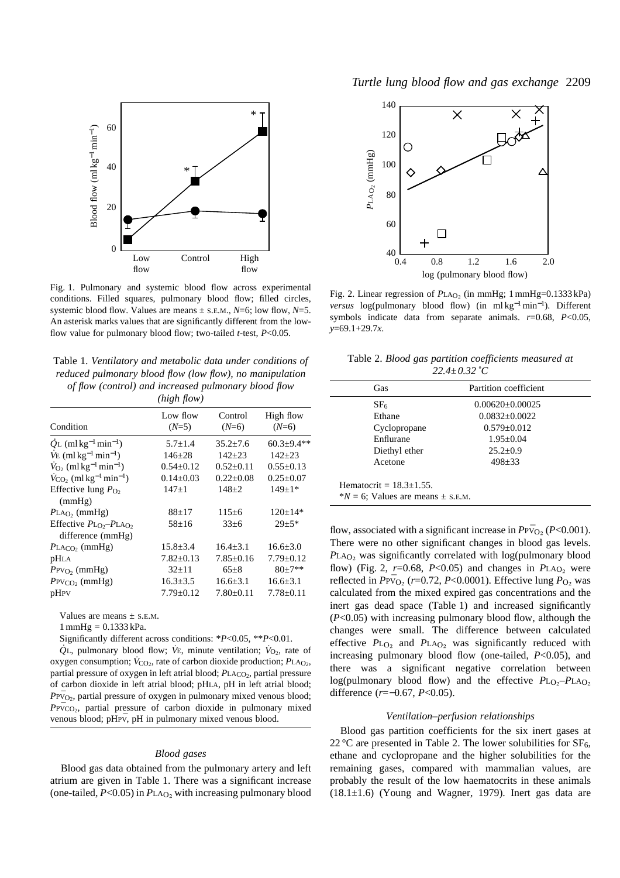Fig. 1. Pulmonary and systemic blood flow across experimental conditions. Filled squares, pulmonary blood flow; filled circles, systemic blood flow. Values are means ± S.E.M., $N$=6; low flow, $N$=5. An asterisk marks values that are significantly different from the low-flow value for pulmonary blood flow; two-tailed $t$-test, $P$<0.05.

Table 1. *Ventilatory and metabolic data under conditions of reduced pulmonary blood flow (low flow), no manipulation of flow (control) and increased pulmonary blood flow (high flow)*

| Condition | Low flow ($N$=5) | Control ($N$=6) | High flow ($N$=6) |
|---|---|---|---|
| $\dot{Q}_L$ (ml kg$^{-1}$ min$^{-1}$) | 5.7±1.4 | 35.2±7.6 | 60.3±9.4** |
| $\dot{V}_E$ (ml kg$^{-1}$ min$^{-1}$) | 146±28 | 142±23 | 142±23 |
| $\dot{V}_{O_2}$ (ml kg$^{-1}$ min$^{-1}$) | 0.54±0.12 | 0.52±0.11 | 0.55±0.13 |
| $\dot{V}_{CO_2}$ (ml kg$^{-1}$ min$^{-1}$) | 0.14±0.03 | 0.22±0.08 | 0.25±0.07 |
| Effective lung $P_{O_2}$ (mmHg) | 147±1 | 148±2 | 149±1* |
| $P_{LAO_2}$ (mmHg) | 88±17 | 115±6 | 120±14* |
| Effective $P_{LO_2}$–$P_{LAO_2}$ difference (mmHg) | 58±16 | 33±6 | 29±5* |
| $P_{LACO_2}$ (mmHg) | 15.8±3.4 | 16.4±3.1 | 16.6±3.0 |
| pHLA | 7.82±0.13 | 7.85±0.16 | 7.79±0.12 |
| $P_{P\bar{V}O_2}$ (mmHg) | 32±11 | 65±8 | 80±7** |
| $P_{P\bar{V}CO_2}$ (mmHg) | 16.3±3.5 | 16.6±3.1 | 16.6±3.1 |
| pHP$\bar{V}$ | 7.79±0.12 | 7.80±0.11 | 7.78±0.11 |

Values are means ± S.E.M.

1 mmHg = 0.1333 kPa.

Significantly different across conditions: *$P$<0.05, **$P$<0.01.

$\dot{Q}_L$, pulmonary blood flow; $\dot{V}_E$, minute ventilation; $\dot{V}_{O_2}$, rate of oxygen consumption; $\dot{V}_{CO_2}$, rate of carbon dioxide production; $P_{LAO_2}$, partial pressure of oxygen in left atrial blood; $P_{LACO_2}$, partial pressure of carbon dioxide in left atrial blood; pHLA, pH in left atrial blood; $P_{P\bar{V}O_2}$, partial pressure of oxygen in pulmonary mixed venous blood; $P_{P\bar{V}CO_2}$, partial pressure of carbon dioxide in pulmonary mixed venous blood; pHP$\bar{V}$, pH in pulmonary mixed venous blood.

### Blood gases

Blood gas data obtained from the pulmonary artery and left atrium are given in Table 1. There was a significant increase (one-tailed, $P$<0.05) in $P_{LAO_2}$ with increasing pulmonary blood flow, associated with a significant increase in $P_{P\bar{V}O_2}$ ($P$<0.001). There were no other significant changes in blood gas levels. $P_{LAO_2}$ was significantly correlated with log(pulmonary blood flow) (Fig. 2, $r$=0.68, $P$<0.05) and changes in $P_{LAO_2}$ were reflected in $P_{P\bar{V}O_2}$ ($r$=0.72, $P$<0.0001). Effective lung $P_{O_2}$ was calculated from the mixed expired gas concentrations and the inert gas dead space (Table 1) and increased significantly ($P$<0.05) with increasing pulmonary blood flow, although the changes were small. The difference between calculated effective $P_{LO_2}$ and $P_{LAO_2}$ was significantly reduced with increasing pulmonary blood flow (one-tailed, $P$<0.05), and there was a significant negative correlation between log(pulmonary blood flow) and the effective $P_{LO_2}$–$P_{LAO_2}$ difference ($r$=−0.67, $P$<0.05).

Fig. 2. Linear regression of $P_{LAO_2}$ (in mmHg; 1 mmHg=0.1333 kPa) *versus* log(pulmonary blood flow) (in ml kg$^{-1}$ min$^{-1}$). Different symbols indicate data from separate animals. $r$=0.68, $P$<0.05, $y$=69.1+29.7$x$.

Table 2. *Blood gas partition coefficients measured at 22.4±0.32 °C*

| Gas | Partition coefficient |
|---|---|
| $SF_6$ | 0.00620±0.00025 |
| Ethane | 0.0832±0.0022 |
| Cyclopropane | 0.579±0.012 |
| Enflurane | 1.95±0.04 |
| Diethyl ether | 25.2±0.9 |
| Acetone | 498±33 |

Hematocrit = 18.3±1.55.

*$N$ = 6; Values are means ± S.E.M.

### Ventilation–perfusion relationships

Blood gas partition coefficients for the six inert gases at 22 °C are presented in Table 2. The lower solubilities for $SF_6$, ethane and cyclopropane and the higher solubilities for the remaining gases, compared with mammalian values, are probably the result of the low haematocrits in these animals (18.1±1.6) (Young and Wagner, 1979). Inert gas data are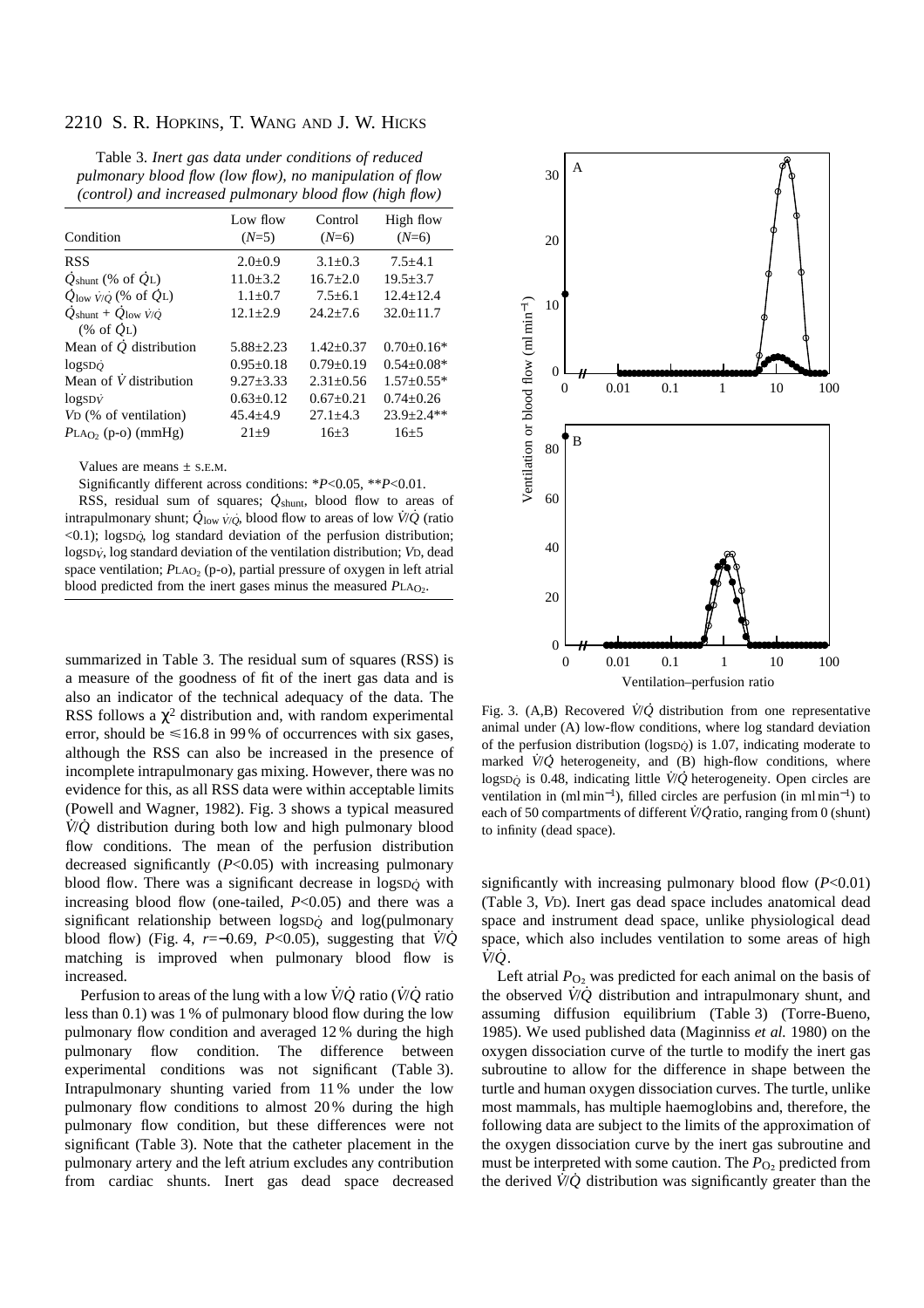Table 3. *Inert gas data under conditions of reduced pulmonary blood flow (low flow), no manipulation of flow (control) and increased pulmonary blood flow (high flow)*

| Condition | Low flow ($N$=5) | Control ($N$=6) | High flow ($N$=6) |
|---|---|---|---|
| RSS | 2.0±0.9 | 3.1±0.3 | 7.5±4.1 |
| $\dot{Q}_{shunt}$ (% of $\dot{Q}_L$) | 11.0±3.2 | 16.7±2.0 | 19.5±3.7 |
| $\dot{Q}_{low\ \dot{V}/\dot{Q}}$ (% of $\dot{Q}_L$) | 1.1±0.7 | 7.5±6.1 | 12.4±12.4 |
| $\dot{Q}_{shunt}$ + $\dot{Q}_{low\ \dot{V}/\dot{Q}}$ (% of $\dot{Q}_L$) | 12.1±2.9 | 24.2±7.6 | 32.0±11.7 |
| Mean of $\dot{Q}$ distribution | 5.88±2.23 | 1.42±0.37 | 0.70±0.16* |
| $\log SD_{\dot{Q}}$ | 0.95±0.18 | 0.79±0.19 | 0.54±0.08* |
| Mean of $\dot{V}$ distribution | 9.27±3.33 | 2.31±0.56 | 1.57±0.55* |
| $\log SD_{\dot{V}}$ | 0.63±0.12 | 0.67±0.21 | 0.74±0.26 |
| $V_D$ (% of ventilation) | 45.4±4.9 | 27.1±4.3 | 23.9±2.4** |
| $P_{LA_{O_2}}$ (p-o) (mmHg) | 21±9 | 16±3 | 16±5 |

Values are means ± S.E.M.

Significantly different across conditions: *$P$<0.05, **$P$<0.01.

RSS, residual sum of squares; $\dot{Q}_{shunt}$, blood flow to areas of intrapulmonary shunt; $\dot{Q}_{low\ \dot{V}/\dot{Q}}$, blood flow to areas of low $\dot{V}/\dot{Q}$ (ratio <0.1); $\log SD_{\dot{Q}}$, log standard deviation of the perfusion distribution; $\log SD_{\dot{V}}$, log standard deviation of the ventilation distribution; $V_D$, dead space ventilation; $P_{LA_{O_2}}$ (p-o), partial pressure of oxygen in left atrial blood predicted from the inert gases minus the measured $P_{LA_{O_2}}$.

summarized in Table 3. The residual sum of squares (RSS) is a measure of the goodness of fit of the inert gas data and is also an indicator of the technical adequacy of the data. The RSS follows a $\chi^2$ distribution and, with random experimental error, should be ≤16.8 in 99 % of occurrences with six gases, although the RSS can also be increased in the presence of incomplete intrapulmonary gas mixing. However, there was no evidence for this, as all RSS data were within acceptable limits (Powell and Wagner, 1982). Fig. 3 shows a typical measured $\dot{V}/\dot{Q}$ distribution during both low and high pulmonary blood flow conditions. The mean of the perfusion distribution decreased significantly ($P$<0.05) with increasing pulmonary blood flow. There was a significant decrease in $\log SD_{\dot{Q}}$ with increasing blood flow (one-tailed, $P$<0.05) and there was a significant relationship between $\log SD_{\dot{Q}}$ and log(pulmonary blood flow) (Fig. 4, $r$=−0.69, $P$<0.05), suggesting that $\dot{V}/\dot{Q}$ matching is improved when pulmonary blood flow is increased.

Perfusion to areas of the lung with a low $\dot{V}/\dot{Q}$ ratio ($\dot{V}/\dot{Q}$ ratio less than 0.1) was 1 % of pulmonary blood flow during the low pulmonary flow condition and averaged 12 % during the high pulmonary flow condition. The difference between experimental conditions was not significant (Table 3). Intrapulmonary shunting varied from 11 % under the low pulmonary flow conditions to almost 20 % during the high pulmonary flow condition, but these differences were not significant (Table 3). Note that the catheter placement in the pulmonary artery and the left atrium excludes any contribution from cardiac shunts. Inert gas dead space decreased significantly with increasing pulmonary blood flow ($P$<0.01) (Table 3, $V_D$). Inert gas dead space includes anatomical dead space and instrument dead space, unlike physiological dead space, which also includes ventilation to some areas of high $\dot{V}/\dot{Q}$.

Fig. 3. (A,B) Recovered $\dot{V}/\dot{Q}$ distribution from one representative animal under (A) low-flow conditions, where log standard deviation of the perfusion distribution ($\log SD_{\dot{Q}}$) is 1.07, indicating moderate to marked $\dot{V}/\dot{Q}$ heterogeneity, and (B) high-flow conditions, where $\log SD_{\dot{Q}}$ is 0.48, indicating little $\dot{V}/\dot{Q}$ heterogeneity. Open circles are ventilation in (ml min$^{-1}$), filled circles are perfusion (in ml min$^{-1}$) to each of 50 compartments of different $\dot{V}/\dot{Q}$ ratio, ranging from 0 (shunt) to infinity (dead space).

Left atrial $P_{O_2}$ was predicted for each animal on the basis of the observed $\dot{V}/\dot{Q}$ distribution and intrapulmonary shunt, and assuming diffusion equilibrium (Table 3) (Torre-Bueno, 1985). We used published data (Maginniss *et al.* 1980) on the oxygen dissociation curve of the turtle to modify the inert gas subroutine to allow for the difference in shape between the turtle and human oxygen dissociation curves. The turtle, unlike most mammals, has multiple haemoglobins and, therefore, the following data are subject to the limits of the approximation of the oxygen dissociation curve by the inert gas subroutine and must be interpreted with some caution. The $P_{O_2}$ predicted from the derived $\dot{V}/\dot{Q}$ distribution was significantly greater than the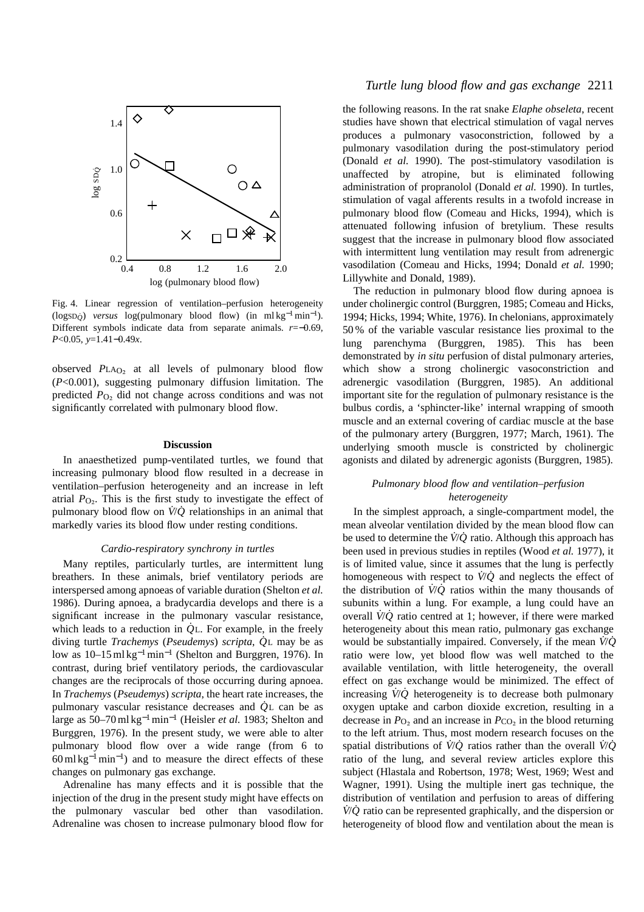Fig. 4. Linear regression of ventilation–perfusion heterogeneity ($\log \mathrm{SD}_{\dot{Q}}$) *versus* log(pulmonary blood flow) (in $\mathrm{ml\,kg^{-1}\,min^{-1}}$). Different symbols indicate data from separate animals. $r=-0.69$, $P<0.05$, $y=1.41-0.49x$.

observed $P_{\mathrm{LA}_{\mathrm{O_2}}}$ at all levels of pulmonary blood flow ($P<0.001$), suggesting pulmonary diffusion limitation. The predicted $P_{\mathrm{O_2}}$ did not change across conditions and was not significantly correlated with pulmonary blood flow.

## Discussion

In anaesthetized pump-ventilated turtles, we found that increasing pulmonary blood flow resulted in a decrease in ventilation–perfusion heterogeneity and an increase in left atrial $P_{\mathrm{O_2}}$. This is the first study to investigate the effect of pulmonary blood flow on $\dot{V}/\dot{Q}$ relationships in an animal that markedly varies its blood flow under resting conditions.

### *Cardio-respiratory synchrony in turtles*

Many reptiles, particularly turtles, are intermittent lung breathers. In these animals, brief ventilatory periods are interspersed among apnoeas of variable duration (Shelton *et al.* 1986). During apnoea, a bradycardia develops and there is a significant increase in the pulmonary vascular resistance, which leads to a reduction in $\dot{Q}_{\mathrm{L}}$. For example, in the freely diving turtle *Trachemys* (*Pseudemys*) *scripta*, $\dot{Q}_{\mathrm{L}}$ may be as low as $10–15\,\mathrm{ml\,kg^{-1}\,min^{-1}}$ (Shelton and Burggren, 1976). In contrast, during brief ventilatory periods, the cardiovascular changes are the reciprocals of those occurring during apnoea. In *Trachemys* (*Pseudemys*) *scripta*, the heart rate increases, the pulmonary vascular resistance decreases and $\dot{Q}_{\mathrm{L}}$ can be as large as $50–70\,\mathrm{ml\,kg^{-1}\,min^{-1}}$ (Heisler *et al.* 1983; Shelton and Burggren, 1976). In the present study, we were able to alter pulmonary blood flow over a wide range (from 6 to $60\,\mathrm{ml\,kg^{-1}\,min^{-1}}$) and to measure the direct effects of these changes on pulmonary gas exchange.

Adrenaline has many effects and it is possible that the injection of the drug in the present study might have effects on the pulmonary vascular bed other than vasodilation. Adrenaline was chosen to increase pulmonary blood flow for the following reasons. In the rat snake *Elaphe obseleta*, recent studies have shown that electrical stimulation of vagal nerves produces a pulmonary vasoconstriction, followed by a pulmonary vasodilation during the post-stimulatory period (Donald *et al.* 1990). The post-stimulatory vasodilation is unaffected by atropine, but is eliminated following administration of propranolol (Donald *et al.* 1990). In turtles, stimulation of vagal afferents results in a twofold increase in pulmonary blood flow (Comeau and Hicks, 1994), which is attenuated following infusion of bretylium. These results suggest that the increase in pulmonary blood flow associated with intermittent lung ventilation may result from adrenergic vasodilation (Comeau and Hicks, 1994; Donald *et al.* 1990; Lillywhite and Donald, 1989).

The reduction in pulmonary blood flow during apnoea is under cholinergic control (Burggren, 1985; Comeau and Hicks, 1994; Hicks, 1994; White, 1976). In chelonians, approximately 50 % of the variable vascular resistance lies proximal to the lung parenchyma (Burggren, 1985). This has been demonstrated by *in situ* perfusion of distal pulmonary arteries, which show a strong cholinergic vasoconstriction and adrenergic vasodilation (Burggren, 1985). An additional important site for the regulation of pulmonary resistance is the bulbus cordis, a 'sphincter-like' internal wrapping of smooth muscle and an external covering of cardiac muscle at the base of the pulmonary artery (Burggren, 1977; March, 1961). The underlying smooth muscle is constricted by cholinergic agonists and dilated by adrenergic agonists (Burggren, 1985).

### *Pulmonary blood flow and ventilation–perfusion heterogeneity*

In the simplest approach, a single-compartment model, the mean alveolar ventilation divided by the mean blood flow can be used to determine the $\dot{V}/\dot{Q}$ ratio. Although this approach has been used in previous studies in reptiles (Wood *et al.* 1977), it is of limited value, since it assumes that the lung is perfectly homogeneous with respect to $\dot{V}/\dot{Q}$ and neglects the effect of the distribution of $\dot{V}/\dot{Q}$ ratios within the many thousands of subunits within a lung. For example, a lung could have an overall $\dot{V}/\dot{Q}$ ratio centred at 1; however, if there were marked heterogeneity about this mean ratio, pulmonary gas exchange would be substantially impaired. Conversely, if the mean $\dot{V}/\dot{Q}$ ratio were low, yet blood flow was well matched to the available ventilation, with little heterogeneity, the overall effect on gas exchange would be minimized. The effect of increasing $\dot{V}/\dot{Q}$ heterogeneity is to decrease both pulmonary oxygen uptake and carbon dioxide excretion, resulting in a decrease in $P_{\mathrm{O_2}}$ and an increase in $P_{\mathrm{CO_2}}$ in the blood returning to the left atrium. Thus, most modern research focuses on the spatial distributions of $\dot{V}/\dot{Q}$ ratios rather than the overall $\dot{V}/\dot{Q}$ ratio of the lung, and several review articles explore this subject (Hlastala and Robertson, 1978; West, 1969; West and Wagner, 1991). Using the multiple inert gas technique, the distribution of ventilation and perfusion to areas of differing $\dot{V}/\dot{Q}$ ratio can be represented graphically, and the dispersion or heterogeneity of blood flow and ventilation about the mean is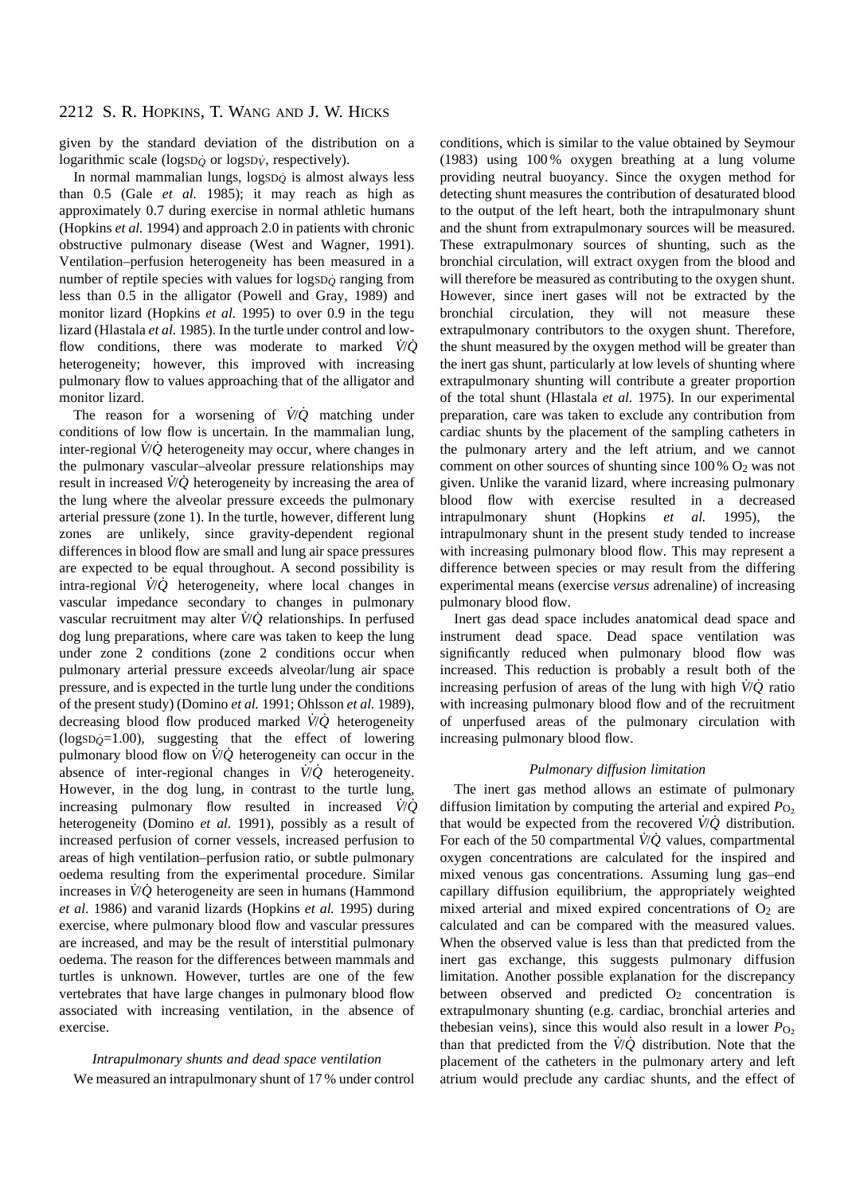given by the standard deviation of the distribution on a logarithmic scale (log$SD_{\dot{Q}}$ or log$SD_{\dot{V}}$, respectively).

In normal mammalian lungs, log$SD_{\dot{Q}}$ is almost always less than 0.5 (Gale *et al.* 1985); it may reach as high as approximately 0.7 during exercise in normal athletic humans (Hopkins *et al.* 1994) and approach 2.0 in patients with chronic obstructive pulmonary disease (West and Wagner, 1991). Ventilation–perfusion heterogeneity has been measured in a number of reptile species with values for log$SD_{\dot{Q}}$ ranging from less than 0.5 in the alligator (Powell and Gray, 1989) and monitor lizard (Hopkins *et al.* 1995) to over 0.9 in the tegu lizard (Hlastala *et al.* 1985). In the turtle under control and low-flow conditions, there was moderate to marked $\dot{V}/\dot{Q}$ heterogeneity; however, this improved with increasing pulmonary flow to values approaching that of the alligator and monitor lizard.

The reason for a worsening of $\dot{V}/\dot{Q}$ matching under conditions of low flow is uncertain. In the mammalian lung, inter-regional $\dot{V}/\dot{Q}$ heterogeneity may occur, where changes in the pulmonary vascular–alveolar pressure relationships may result in increased $\dot{V}/\dot{Q}$ heterogeneity by increasing the area of the lung where the alveolar pressure exceeds the pulmonary arterial pressure (zone 1). In the turtle, however, different lung zones are unlikely, since gravity-dependent regional differences in blood flow are small and lung air space pressures are expected to be equal throughout. A second possibility is intra-regional $\dot{V}/\dot{Q}$ heterogeneity, where local changes in vascular impedance secondary to changes in pulmonary vascular recruitment may alter $\dot{V}/\dot{Q}$ relationships. In perfused dog lung preparations, where care was taken to keep the lung under zone 2 conditions (zone 2 conditions occur when pulmonary arterial pressure exceeds alveolar/lung air space pressure, and is expected in the turtle lung under the conditions of the present study) (Domino *et al.* 1991; Ohlsson *et al.* 1989), decreasing blood flow produced marked $\dot{V}/\dot{Q}$ heterogeneity (log$SD_{\dot{Q}}$=1.00), suggesting that the effect of lowering pulmonary blood flow on $\dot{V}/\dot{Q}$ heterogeneity can occur in the absence of inter-regional changes in $\dot{V}/\dot{Q}$ heterogeneity. However, in the dog lung, in contrast to the turtle lung, increasing pulmonary flow resulted in increased $\dot{V}/\dot{Q}$ heterogeneity (Domino *et al.* 1991), possibly as a result of increased perfusion of corner vessels, increased perfusion to areas of high ventilation–perfusion ratio, or subtle pulmonary oedema resulting from the experimental procedure. Similar increases in $\dot{V}/\dot{Q}$ heterogeneity are seen in humans (Hammond *et al.* 1986) and varanid lizards (Hopkins *et al.* 1995) during exercise, where pulmonary blood flow and vascular pressures are increased, and may be the result of interstitial pulmonary oedema. The reason for the differences between mammals and turtles is unknown. However, turtles are one of the few vertebrates that have large changes in pulmonary blood flow associated with increasing ventilation, in the absence of exercise.

### *Intrapulmonary shunts and dead space ventilation*

We measured an intrapulmonary shunt of 17 % under control conditions, which is similar to the value obtained by Seymour (1983) using 100 % oxygen breathing at a lung volume providing neutral buoyancy. Since the oxygen method for detecting shunt measures the contribution of desaturated blood to the output of the left heart, both the intrapulmonary shunt and the shunt from extrapulmonary sources will be measured. These extrapulmonary sources of shunting, such as the bronchial circulation, will extract oxygen from the blood and will therefore be measured as contributing to the oxygen shunt. However, since inert gases will not be extracted by the bronchial circulation, they will not measure these extrapulmonary contributors to the oxygen shunt. Therefore, the shunt measured by the oxygen method will be greater than the inert gas shunt, particularly at low levels of shunting where extrapulmonary shunting will contribute a greater proportion of the total shunt (Hlastala *et al.* 1975). In our experimental preparation, care was taken to exclude any contribution from cardiac shunts by the placement of the sampling catheters in the pulmonary artery and the left atrium, and we cannot comment on other sources of shunting since 100 % $O_2$ was not given. Unlike the varanid lizard, where increasing pulmonary blood flow with exercise resulted in a decreased intrapulmonary shunt (Hopkins *et al.* 1995), the intrapulmonary shunt in the present study tended to increase with increasing pulmonary blood flow. This may represent a difference between species or may result from the differing experimental means (exercise *versus* adrenaline) of increasing pulmonary blood flow.

Inert gas dead space includes anatomical dead space and instrument dead space. Dead space ventilation was significantly reduced when pulmonary blood flow was increased. This reduction is probably a result both of the increasing perfusion of areas of the lung with high $\dot{V}/\dot{Q}$ ratio with increasing pulmonary blood flow and of the recruitment of unperfused areas of the pulmonary circulation with increasing pulmonary blood flow.

### *Pulmonary diffusion limitation*

The inert gas method allows an estimate of pulmonary diffusion limitation by computing the arterial and expired $P_{O_2}$ that would be expected from the recovered $\dot{V}/\dot{Q}$ distribution. For each of the 50 compartmental $\dot{V}/\dot{Q}$ values, compartmental oxygen concentrations are calculated for the inspired and mixed venous gas concentrations. Assuming lung gas–end capillary diffusion equilibrium, the appropriately weighted mixed arterial and mixed expired concentrations of $O_2$ are calculated and can be compared with the measured values. When the observed value is less than that predicted from the inert gas exchange, this suggests pulmonary diffusion limitation. Another possible explanation for the discrepancy between observed and predicted $O_2$ concentration is extrapulmonary shunting (e.g. cardiac, bronchial arteries and thebesian veins), since this would also result in a lower $P_{O_2}$ than that predicted from the $\dot{V}/\dot{Q}$ distribution. Note that the placement of the catheters in the pulmonary artery and left atrium would preclude any cardiac shunts, and the effect of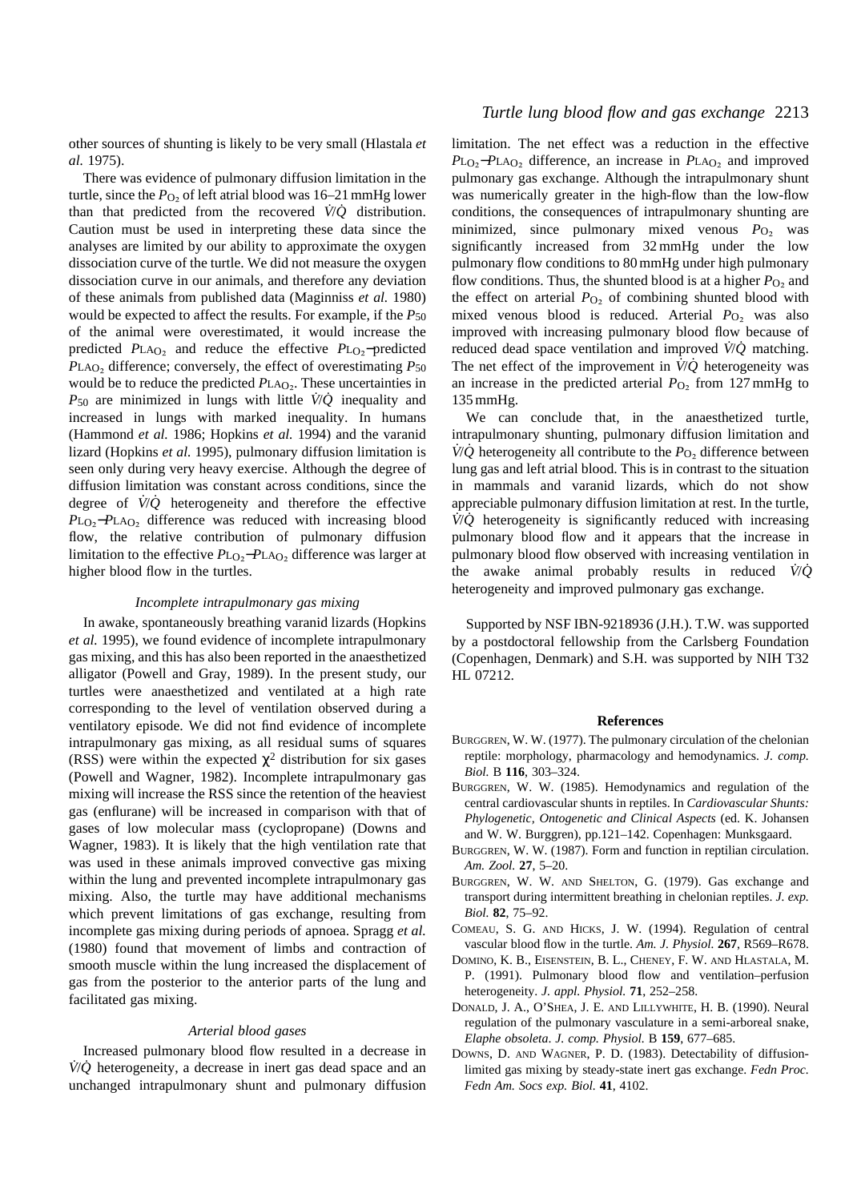other sources of shunting is likely to be very small (Hlastala *et al.* 1975).

There was evidence of pulmonary diffusion limitation in the turtle, since the $P_{O_2}$ of left atrial blood was 16–21 mmHg lower than that predicted from the recovered $\dot{V}/\dot{Q}$ distribution. Caution must be used in interpreting these data since the analyses are limited by our ability to approximate the oxygen dissociation curve of the turtle. We did not measure the oxygen dissociation curve in our animals, and therefore any deviation of these animals from published data (Maginniss *et al.* 1980) would be expected to affect the results. For example, if the $P_{50}$ of the animal were overestimated, it would increase the predicted $P_{LA_{O_2}}$ and reduce the effective $P_{L_{O_2}}$−predicted $P_{LA_{O_2}}$ difference; conversely, the effect of overestimating $P_{50}$ would be to reduce the predicted $P_{LA_{O_2}}$. These uncertainties in $P_{50}$ are minimized in lungs with little $\dot{V}/\dot{Q}$ inequality and increased in lungs with marked inequality. In humans (Hammond *et al.* 1986; Hopkins *et al.* 1994) and the varanid lizard (Hopkins *et al.* 1995), pulmonary diffusion limitation is seen only during very heavy exercise. Although the degree of diffusion limitation was constant across conditions, since the degree of $\dot{V}/\dot{Q}$ heterogeneity and therefore the effective $P_{L_{O_2}}$−$P_{LA_{O_2}}$ difference was reduced with increasing blood flow, the relative contribution of pulmonary diffusion limitation to the effective $P_{L_{O_2}}$−$P_{LA_{O_2}}$ difference was larger at higher blood flow in the turtles.

### *Incomplete intrapulmonary gas mixing*

In awake, spontaneously breathing varanid lizards (Hopkins *et al.* 1995), we found evidence of incomplete intrapulmonary gas mixing, and this has also been reported in the anaesthetized alligator (Powell and Gray, 1989). In the present study, our turtles were anaesthetized and ventilated at a high rate corresponding to the level of ventilation observed during a ventilatory episode. We did not find evidence of incomplete intrapulmonary gas mixing, as all residual sums of squares (RSS) were within the expected $\chi^2$ distribution for six gases (Powell and Wagner, 1982). Incomplete intrapulmonary gas mixing will increase the RSS since the retention of the heaviest gas (enflurane) will be increased in comparison with that of gases of low molecular mass (cyclopropane) (Downs and Wagner, 1983). It is likely that the high ventilation rate that was used in these animals improved convective gas mixing within the lung and prevented incomplete intrapulmonary gas mixing. Also, the turtle may have additional mechanisms which prevent limitations of gas exchange, resulting from incomplete gas mixing during periods of apnoea. Spragg *et al.* (1980) found that movement of limbs and contraction of smooth muscle within the lung increased the displacement of gas from the posterior to the anterior parts of the lung and facilitated gas mixing.

### *Arterial blood gases*

Increased pulmonary blood flow resulted in a decrease in $\dot{V}/\dot{Q}$ heterogeneity, a decrease in inert gas dead space and an unchanged intrapulmonary shunt and pulmonary diffusion limitation. The net effect was a reduction in the effective $P_{L_{O_2}}$−$P_{LA_{O_2}}$ difference, an increase in $P_{LA_{O_2}}$ and improved pulmonary gas exchange. Although the intrapulmonary shunt was numerically greater in the high-flow than the low-flow conditions, the consequences of intrapulmonary shunting are minimized, since pulmonary mixed venous $P_{O_2}$ was significantly increased from 32 mmHg under the low pulmonary flow conditions to 80 mmHg under high pulmonary flow conditions. Thus, the shunted blood is at a higher $P_{O_2}$ and the effect on arterial $P_{O_2}$ of combining shunted blood with mixed venous blood is reduced. Arterial $P_{O_2}$ was also improved with increasing pulmonary blood flow because of reduced dead space ventilation and improved $\dot{V}/\dot{Q}$ matching. The net effect of the improvement in $\dot{V}/\dot{Q}$ heterogeneity was an increase in the predicted arterial $P_{O_2}$ from 127 mmHg to 135 mmHg.

We can conclude that, in the anaesthetized turtle, intrapulmonary shunting, pulmonary diffusion limitation and $\dot{V}/\dot{Q}$ heterogeneity all contribute to the $P_{O_2}$ difference between lung gas and left atrial blood. This is in contrast to the situation in mammals and varanid lizards, which do not show appreciable pulmonary diffusion limitation at rest. In the turtle, $\dot{V}/\dot{Q}$ heterogeneity is significantly reduced with increasing pulmonary blood flow and it appears that the increase in pulmonary blood flow observed with increasing ventilation in the awake animal probably results in reduced $\dot{V}/\dot{Q}$ heterogeneity and improved pulmonary gas exchange.

Supported by NSF IBN-9218936 (J.H.). T.W. was supported by a postdoctoral fellowship from the Carlsberg Foundation (Copenhagen, Denmark) and S.H. was supported by NIH T32 HL 07212.

## References

Burggren, W. W. (1977). The pulmonary circulation of the chelonian reptile: morphology, pharmacology and hemodynamics. *J. comp. Biol.* B **116**, 303–324.

Burggren, W. W. (1985). Hemodynamics and regulation of the central cardiovascular shunts in reptiles. In *Cardiovascular Shunts: Phylogenetic, Ontogenetic and Clinical Aspects* (ed. K. Johansen and W. W. Burggren), pp.121–142. Copenhagen: Munksgaard.

Burggren, W. W. (1987). Form and function in reptilian circulation. *Am. Zool.* **27**, 5–20.

Burggren, W. W. and Shelton, G. (1979). Gas exchange and transport during intermittent breathing in chelonian reptiles. *J. exp. Biol.* **82**, 75–92.

Comeau, S. G. and Hicks, J. W. (1994). Regulation of central vascular blood flow in the turtle. *Am. J. Physiol.* **267**, R569–R678.

Domino, K. B., Eisenstein, B. L., Cheney, F. W. and Hlastala, M. P. (1991). Pulmonary blood flow and ventilation–perfusion heterogeneity. *J. appl. Physiol.* **71**, 252–258.

Donald, J. A., O'Shea, J. E. and Lillywhite, H. B. (1990). Neural regulation of the pulmonary vasculature in a semi-arboreal snake, *Elaphe obsoleta*. *J. comp. Physiol.* B **159**, 677–685.

Downs, D. and Wagner, P. D. (1983). Detectability of diffusion-limited gas mixing by steady-state inert gas exchange. *Fedn Proc. Fedn Am. Socs exp. Biol.* **41**, 4102.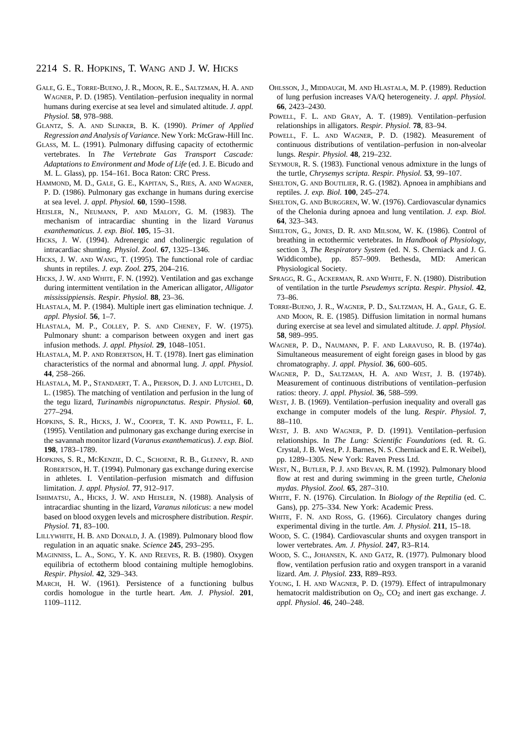GALE, G. E., TORRE-BUENO, J. R., MOON, R. E., SALTZMAN, H. A. AND WAGNER, P. D. (1985). Ventilation–perfusion inequality in normal humans during exercise at sea level and simulated altitude. *J. appl. Physiol.* **58**, 978–988.

GLANTZ, S. A. AND SLINKER, B. K. (1990). *Primer of Applied Regression and Analysis of Variance*. New York: McGraw-Hill Inc.

GLASS, M. L. (1991). Pulmonary diffusing capacity of ectothermic vertebrates. In *The Vertebrate Gas Transport Cascade: Adaptations to Environment and Mode of Life* (ed. J. E. Bicudo and M. L. Glass), pp. 154–161. Boca Raton: CRC Press.

HAMMOND, M. D., GALE, G. E., KAPITAN, S., RIES, A. AND WAGNER, P. D. (1986). Pulmonary gas exchange in humans during exercise at sea level. *J. appl. Physiol.* **60**, 1590–1598.

HEISLER, N., NEUMANN, P. AND MALOIY, G. M. (1983). The mechanism of intracardiac shunting in the lizard *Varanus exanthematicus*. *J. exp. Biol.* **105**, 15–31.

HICKS, J. W. (1994). Adrenergic and cholinergic regulation of intracardiac shunting. *Physiol. Zool*. **67**, 1325–1346.

HICKS, J. W. AND WANG, T. (1995). The functional role of cardiac shunts in reptiles. *J. exp. Zool.* **275**, 204–216.

HICKS, J. W. AND WHITE, F. N. (1992). Ventilation and gas exchange during intermittent ventilation in the American alligator, *Alligator mississippiensis*. *Respir. Physiol.* **88**, 23–36.

HLASTALA, M. P. (1984). Multiple inert gas elimination technique. *J. appl. Physiol.* **56**, 1–7.

HLASTALA, M. P., COLLEY, P. S. AND CHENEY, F. W. (1975). Pulmonary shunt: a comparison between oxygen and inert gas infusion methods. *J. appl. Physiol.* **29**, 1048–1051.

HLASTALA, M. P. AND ROBERTSON, H. T. (1978). Inert gas elimination characteristics of the normal and abnormal lung. *J. appl. Physiol.* **44**, 258–266.

HLASTALA, M. P., STANDAERT, T. A., PIERSON, D. J. AND LUTCHEL, D. L. (1985). The matching of ventilation and perfusion in the lung of the tegu lizard, *Turinambis nigropunctatus*. *Respir. Physiol.* **60**, 277–294.

HOPKINS, S. R., HICKS, J. W., COOPER, T. K. AND POWELL, F. L. (1995). Ventilation and pulmonary gas exchange during exercise in the savannah monitor lizard (*Varanus exanthematicus*). *J. exp. Biol.* **198**, 1783–1789.

HOPKINS, S. R., MCKENZIE, D. C., SCHOENE, R. B., GLENNY, R. AND ROBERTSON, H. T. (1994). Pulmonary gas exchange during exercise in athletes. I. Ventilation–perfusion mismatch and diffusion limitation. *J. appl. Physiol.* **77**, 912–917.

ISHIMATSU, A., HICKS, J. W. AND HEISLER, N. (1988). Analysis of intracardiac shunting in the lizard, *Varanus niloticus*: a new model based on blood oxygen levels and microsphere distribution. *Respir. Physiol.* **71**, 83–100.

LILLYWHITE, H. B. AND DONALD, J. A. (1989). Pulmonary blood flow regulation in an aquatic snake. *Science* **245**, 293–295.

MAGINNISS, L. A., SONG, Y. K. AND REEVES, R. B. (1980). Oxygen equilibria of ectotherm blood containing multiple hemoglobins. *Respir. Physiol.* **42**, 329–343.

MARCH, H. W. (1961). Persistence of a functioning bulbus cordis homologue in the turtle heart. *Am. J. Physiol*. **201**, 1109–1112.

OHLSSON, J., MIDDAUGH, M. AND HLASTALA, M. P. (1989). Reduction of lung perfusion increases VA/Q heterogeneity. *J. appl. Physiol.* **66**, 2423–2430.

POWELL, F. L. AND GRAY, A. T. (1989). Ventilation–perfusion relationships in alligators. *Respir. Physiol.* **78**, 83–94.

POWELL, F. L. AND WAGNER, P. D. (1982). Measurement of continuous distributions of ventilation–perfusion in non-alveolar lungs. *Respir. Physiol.* **48**, 219–232.

SEYMOUR, R. S. (1983). Functional venous admixture in the lungs of the turtle, *Chrysemys scripta*. *Respir. Physiol.* **53**, 99–107.

SHELTON, G. AND BOUTILIER, R. G. (1982). Apnoea in amphibians and reptiles. *J. exp. Biol.* **100**, 245–274.

SHELTON, G. AND BURGGREN, W. W. (1976). Cardiovascular dynamics of the Chelonia during apnoea and lung ventilation. *J. exp. Biol.* **64**, 323–343.

SHELTON, G., JONES, D. R. AND MILSOM, W. K. (1986). Control of breathing in ectothermic vertebrates. In *Handbook of Physiology*, section 3, *The Respiratory System* (ed. N. S. Cherniack and J. G. Widdicombe), pp. 857–909. Bethesda, MD: American Physiological Society.

SPRAGG, R. G., ACKERMAN, R. AND WHITE, F. N. (1980). Distribution of ventilation in the turtle *Pseudemys scripta*. *Respir. Physiol.* **42**, 73–86.

TORRE-BUENO, J. R., WAGNER, P. D., SALTZMAN, H. A., GALE, G. E. AND MOON, R. E. (1985). Diffusion limitation in normal humans during exercise at sea level and simulated altitude. *J. appl. Physiol.* **58**, 989–995.

WAGNER, P. D., NAUMANN, P. F. AND LARAVUSO, R. B. (1974*a*). Simultaneous measurement of eight foreign gases in blood by gas chromatography. *J. appl. Physiol.* **36**, 600–605.

WAGNER, P. D., SALTZMAN, H. A. AND WEST, J. B. (1974*b*). Measurement of continuous distributions of ventilation–perfusion ratios: theory. *J. appl. Physiol.* **36**, 588–599.

WEST, J. B. (1969). Ventilation–perfusion inequality and overall gas exchange in computer models of the lung. *Respir. Physiol.* **7**, 88–110.

WEST, J. B. AND WAGNER, P. D. (1991). Ventilation–perfusion relationships. In *The Lung: Scientific Foundations* (ed. R. G. Crystal, J. B. West, P. J. Barnes, N. S. Cherniack and E. R. Weibel), pp. 1289–1305. New York: Raven Press Ltd.

WEST, N., BUTLER, P. J. AND BEVAN, R. M. (1992). Pulmonary blood flow at rest and during swimming in the green turtle, *Chelonia mydas*. *Physiol. Zool.* **65**, 287–310.

WHITE, F. N. (1976). Circulation. In *Biology of the Reptilia* (ed. C. Gans), pp. 275–334. New York: Academic Press.

WHITE, F. N. AND ROSS, G. (1966). Circulatory changes during experimental diving in the turtle. *Am. J. Physiol.* **211**, 15–18.

WOOD, S. C. (1984). Cardiovascular shunts and oxygen transport in lower vertebrates. *Am. J. Physiol.* **247**, R3–R14.

WOOD, S. C., JOHANSEN, K. AND GATZ, R. (1977). Pulmonary blood flow, ventilation perfusion ratio and oxygen transport in a varanid lizard. *Am. J. Physiol.* **233**, R89–R93.

YOUNG, I. H. AND WAGNER, P. D. (1979). Effect of intrapulmonary hematocrit maldistribution on $O_2$, $CO_2$ and inert gas exchange. *J. appl. Physiol*. **46**, 240–248.